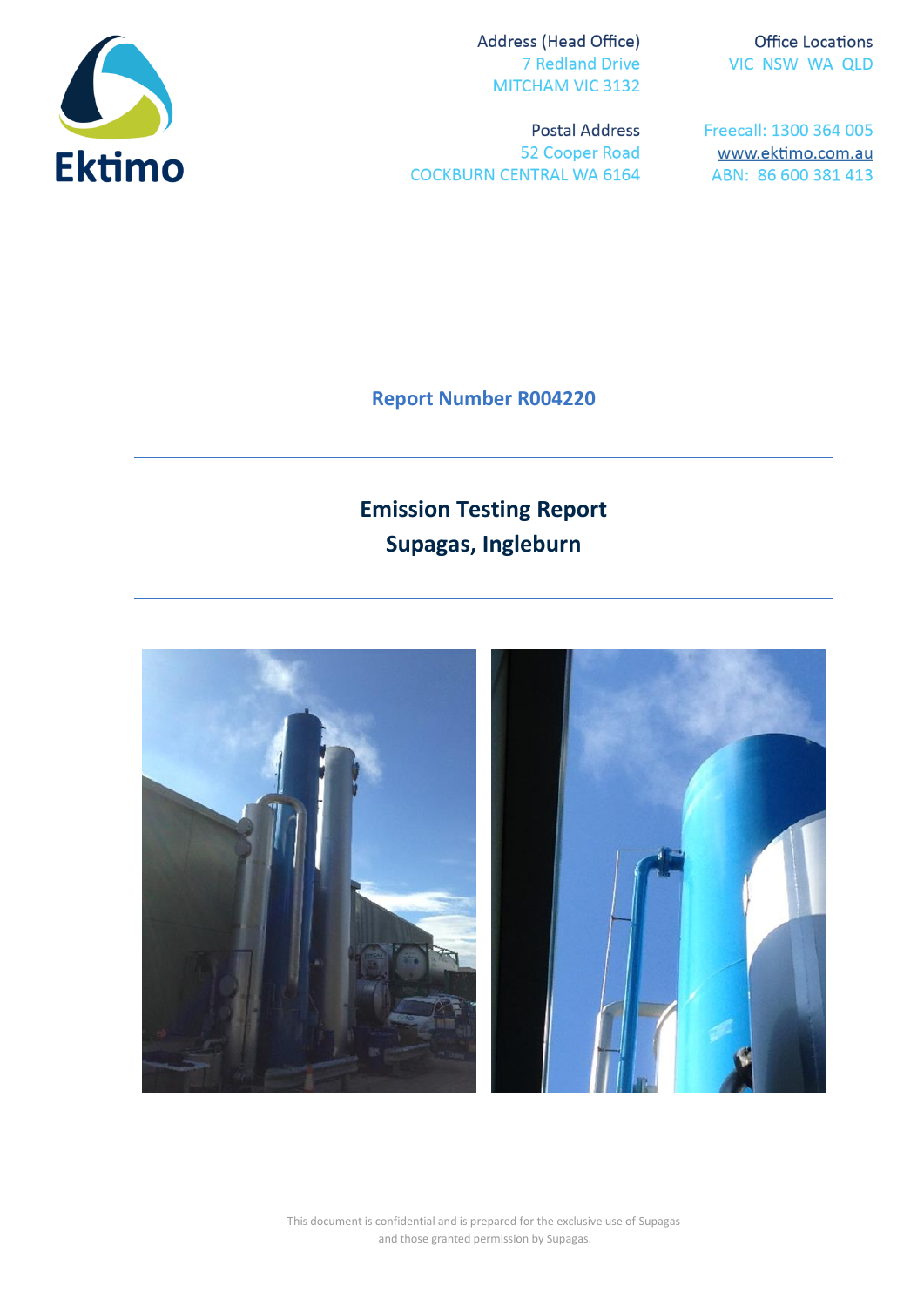Ektimo

Address (Head Office)
7 Redland Drive
MITCHAM VIC 3132

Office Locations
VIC NSW WA QLD

Postal Address
52 Cooper Road
COCKBURN CENTRAL WA 6164

Freecall: 1300 364 005
www.ektimo.com.au
ABN: 86 600 381 413

**Report Number R004220**

---

# Emission Testing Report
# Supagas, Ingleburn

---

This document is confidential and is prepared for the exclusive use of Supagas and those granted permission by Supagas.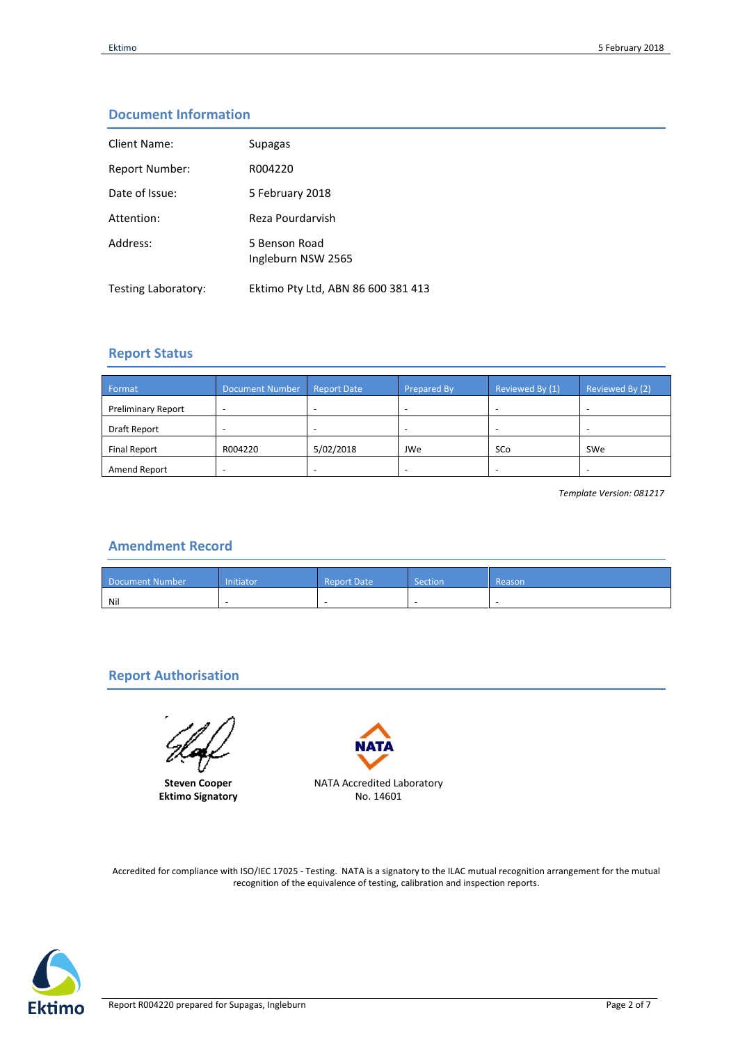## Document Information

| | |
|---|---|
| Client Name: | Supagas |
| Report Number: | R004220 |
| Date of Issue: | 5 February 2018 |
| Attention: | Reza Pourdarvish |
| Address: | 5 Benson Road<br>Ingleburn NSW 2565 |
| Testing Laboratory: | Ektimo Pty Ltd, ABN 86 600 381 413 |

## Report Status

| Format | Document Number | Report Date | Prepared By | Reviewed By (1) | Reviewed By (2) |
|---|---|---|---|---|---|
| Preliminary Report | - | - | - | - | - |
| Draft Report | - | - | - | - | - |
| Final Report | R004220 | 5/02/2018 | JWe | SCo | SWe |
| Amend Report | - | - | - | - | - |

*Template Version: 081217*

## Amendment Record

| Document Number | Initiator | Report Date | Section | Reason |
|---|---|---|---|---|
| Nil | - | - | - | - |

## Report Authorisation

**Steven Cooper**
**Ektimo Signatory**

NATA Accredited Laboratory
No. 14601

Accredited for compliance with ISO/IEC 17025 - Testing. NATA is a signatory to the ILAC mutual recognition arrangement for the mutual recognition of the equivalence of testing, calibration and inspection reports.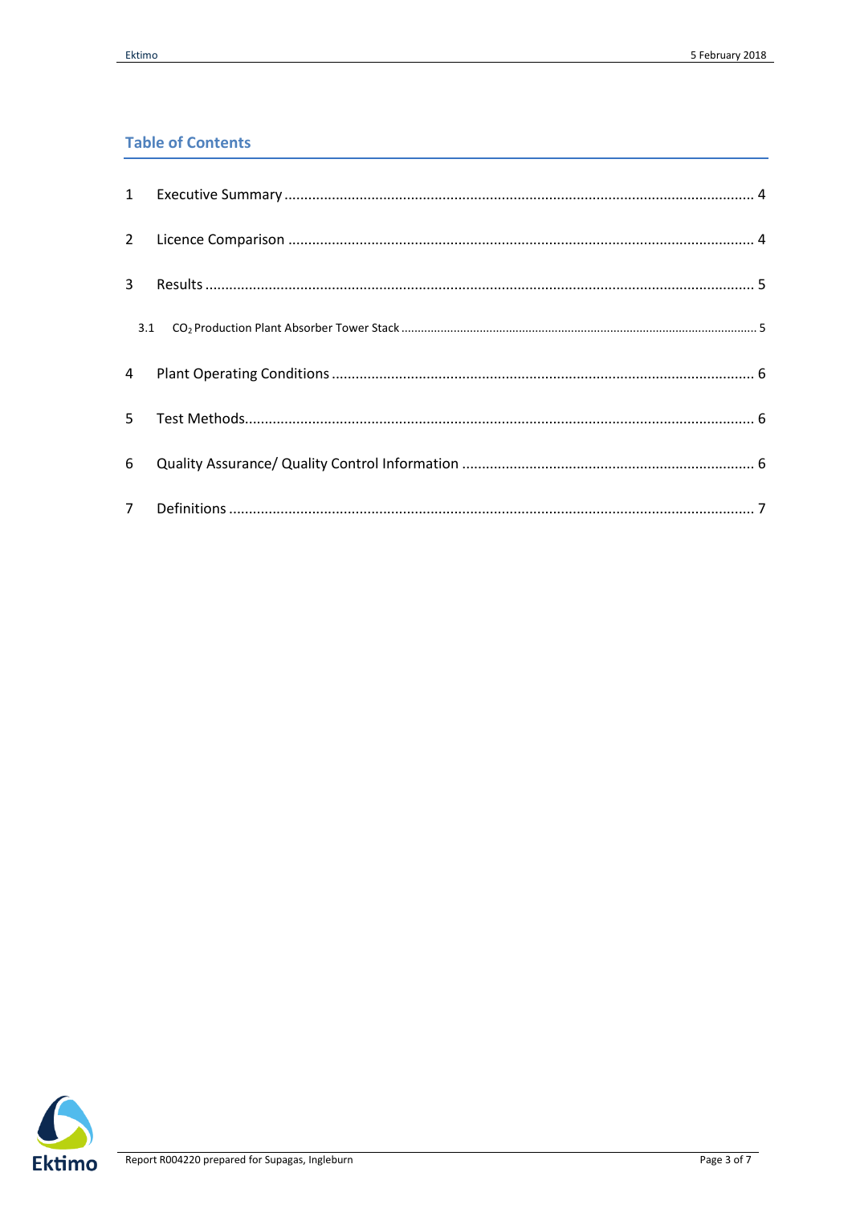## Table of Contents

1 Executive Summary ........................................................................................................................ 4

2 Licence Comparison ....................................................................................................................... 4

3 Results ........................................................................................................................................... 5

  3.1 $CO_2$ Production Plant Absorber Tower Stack ........................................................................ 5

4 Plant Operating Conditions ............................................................................................................ 6

5 Test Methods.................................................................................................................................. 6

6 Quality Assurance/ Quality Control Information ........................................................................... 6

7 Definitions ...................................................................................................................................... 7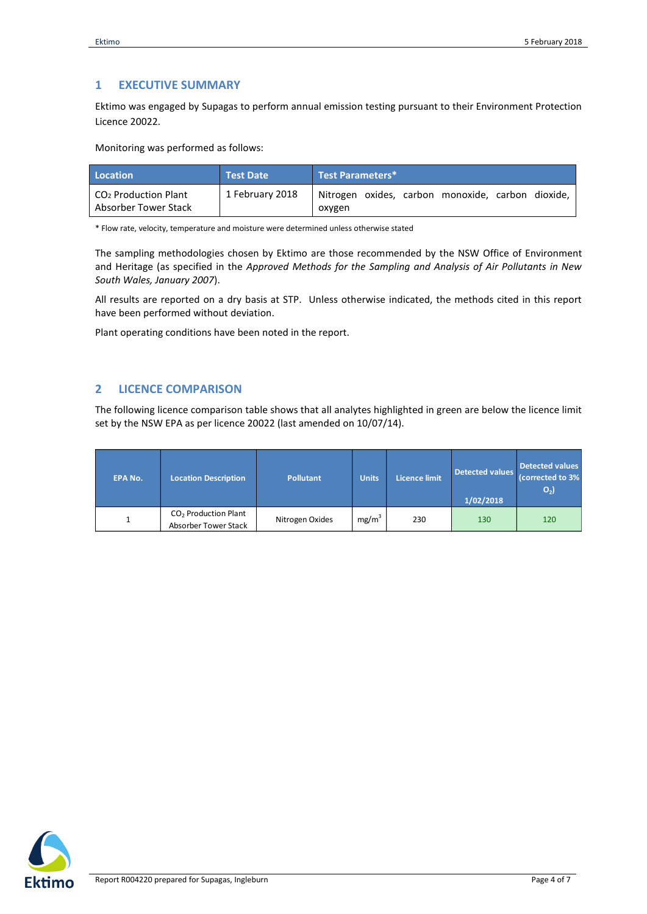## 1 EXECUTIVE SUMMARY

Ektimo was engaged by Supagas to perform annual emission testing pursuant to their Environment Protection Licence 20022.

Monitoring was performed as follows:

| Location | Test Date | Test Parameters* |
|---|---|---|
| $CO_2$ Production Plant Absorber Tower Stack | 1 February 2018 | Nitrogen oxides, carbon monoxide, carbon dioxide, oxygen |

* Flow rate, velocity, temperature and moisture were determined unless otherwise stated

The sampling methodologies chosen by Ektimo are those recommended by the NSW Office of Environment and Heritage (as specified in the *Approved Methods for the Sampling and Analysis of Air Pollutants in New South Wales, January 2007*).

All results are reported on a dry basis at STP. Unless otherwise indicated, the methods cited in this report have been performed without deviation.

Plant operating conditions have been noted in the report.

## 2 LICENCE COMPARISON

The following licence comparison table shows that all analytes highlighted in green are below the licence limit set by the NSW EPA as per licence 20022 (last amended on 10/07/14).

| EPA No. | Location Description | Pollutant | Units | Licence limit | Detected values 1/02/2018 | Detected values (corrected to 3% $O_2$) |
|---|---|---|---|---|---|---|
| 1 | $CO_2$ Production Plant Absorber Tower Stack | Nitrogen Oxides | $mg/m^3$ | 230 | 130 | 120 |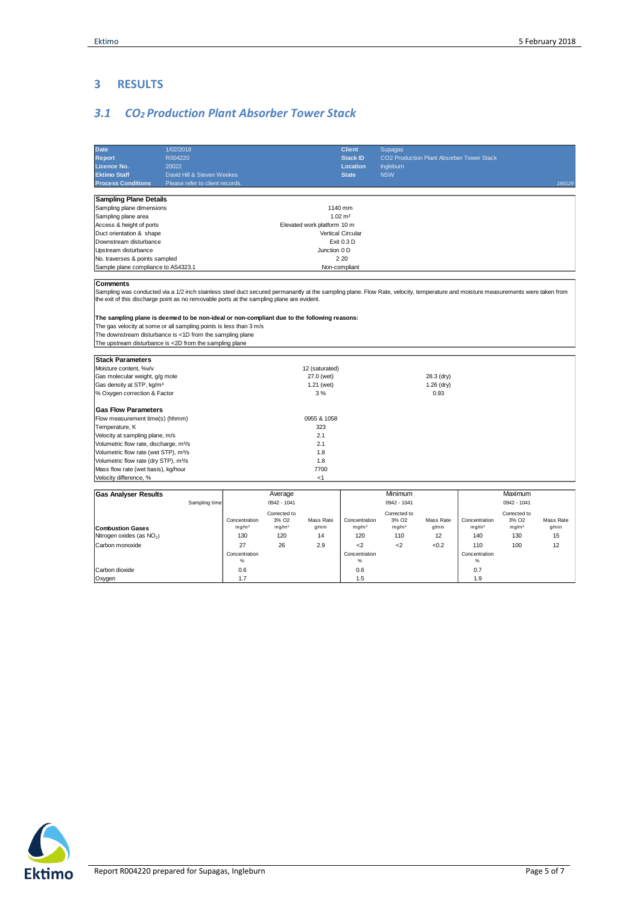# 3 RESULTS

## 3.1 $CO_2$ Production Plant Absorber Tower Stack

| | | | |
|---|---|---|---|
| **Date** | 1/02/2018 | **Client** | Supagas |
| **Report** | R004220 | **Stack ID** | CO2 Production Plant Absorber Tower Stack |
| **Licence No.** | 20022 | **Location** | Ingleburn |
| **Ektimo Staff** | David Hill & Steven Weekes | **State** | NSW |
| **Process Conditions** | Please refer to client records. | | 180129 |

| **Sampling Plane Details** | |
|---|---|
| Sampling plane dimensions | 1140 mm |
| Sampling plane area | 1.02 m² |
| Access & height of ports | Elevated work platform 10 m |
| Duct orientation & shape | Vertical Circular |
| Downstream disturbance | Exit 0.3 D |
| Upstream disturbance | Junction 0 D |
| No. traverses & points sampled | 2 20 |
| Sample plane compliance to AS4323.1 | Non-compliant |

**Comments**

Sampling was conducted via a 1/2 inch stainless steel duct secured permanently at the sampling plane. Flow Rate, velocity, temperature and moisture measurements were taken from the exit of this discharge point as no removable ports at the sampling plane are evident.

**The sampling plane is deemed to be non-ideal or non-compliant due to the following reasons:**

The gas velocity at some or all sampling points is less than 3 m/s
The downstream disturbance is <1D from the sampling plane
The upstream disturbance is <2D from the sampling plane

| **Stack Parameters** | | |
|---|---|---|
| Moisture content, %v/v | 12 (saturated) | |
| Gas molecular weight, g/g mole | 27.0 (wet) | 28.3 (dry) |
| Gas density at STP, kg/m³ | 1.21 (wet) | 1.26 (dry) |
| % Oxygen correction & Factor | 3 % | 0.93 |
| **Gas Flow Parameters** | | |
| Flow measurement time(s) (hhmm) | 0955 & 1058 | |
| Temperature, K | 323 | |
| Velocity at sampling plane, m/s | 2.1 | |
| Volumetric flow rate, discharge, m³/s | 2.1 | |
| Volumetric flow rate (wet STP), m³/s | 1.8 | |
| Volumetric flow rate (dry STP), m³/s | 1.8 | |
| Mass flow rate (wet basis), kg/hour | 7700 | |
| Velocity difference, % | <1 | |

| **Gas Analyser Results** | Average | | | Minimum | | | Maximum | | |
|---|---|---|---|---|---|---|---|---|---|
| Sampling time | 0942 - 1041 | | | 0942 - 1041 | | | 0942 - 1041 | | |
| **Combustion Gases** | Concentration mg/m³ | Corrected to 3% O2 mg/m³ | Mass Rate g/min | Concentration mg/m³ | Corrected to 3% O2 mg/m³ | Mass Rate g/min | Concentration mg/m³ | Corrected to 3% O2 mg/m³ | Mass Rate g/min |
| Nitrogen oxides (as $NO_2$) | 130 | 120 | 14 | 120 | 110 | 12 | 140 | 130 | 15 |
| Carbon monoxide | 27 | 26 | 2.9 | <2 | <2 | <0.2 | 110 | 100 | 12 |
| | Concentration % | | | Concentration % | | | Concentration % | | |
| Carbon dioxide | 0.6 | | | 0.6 | | | 0.7 | | |
| Oxygen | 1.7 | | | 1.5 | | | 1.9 | | |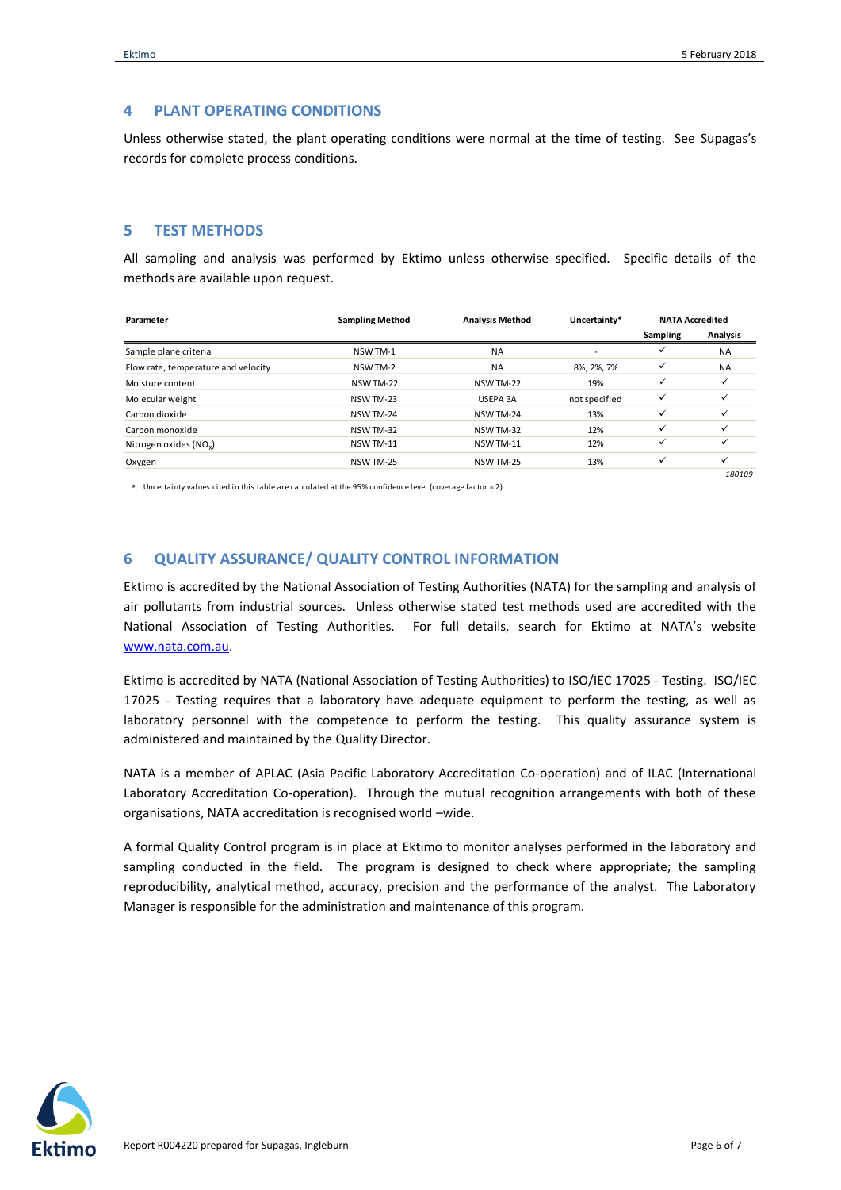## 4 PLANT OPERATING CONDITIONS

Unless otherwise stated, the plant operating conditions were normal at the time of testing. See Supagas's records for complete process conditions.

## 5 TEST METHODS

All sampling and analysis was performed by Ektimo unless otherwise specified. Specific details of the methods are available upon request.

| Parameter | Sampling Method | Analysis Method | Uncertainty* | NATA Accredited | |
|---|---|---|---|---|---|
| | | | | Sampling | Analysis |
| Sample plane criteria | NSW TM-1 | NA | - | ✓ | NA |
| Flow rate, temperature and velocity | NSW TM-2 | NA | 8%, 2%, 7% | ✓ | NA |
| Moisture content | NSW TM-22 | NSW TM-22 | 19% | ✓ | ✓ |
| Molecular weight | NSW TM-23 | USEPA 3A | not specified | ✓ | ✓ |
| Carbon dioxide | NSW TM-24 | NSW TM-24 | 13% | ✓ | ✓ |
| Carbon monoxide | NSW TM-32 | NSW TM-32 | 12% | ✓ | ✓ |
| Nitrogen oxides ($NO_X$) | NSW TM-11 | NSW TM-11 | 12% | ✓ | ✓ |
| Oxygen | NSW TM-25 | NSW TM-25 | 13% | ✓ | ✓ |

*180109*

\* Uncertainty values cited in this table are calculated at the 95% confidence level (coverage factor = 2)

## 6 QUALITY ASSURANCE/ QUALITY CONTROL INFORMATION

Ektimo is accredited by the National Association of Testing Authorities (NATA) for the sampling and analysis of air pollutants from industrial sources. Unless otherwise stated test methods used are accredited with the National Association of Testing Authorities. For full details, search for Ektimo at NATA's website www.nata.com.au.

Ektimo is accredited by NATA (National Association of Testing Authorities) to ISO/IEC 17025 - Testing. ISO/IEC 17025 - Testing requires that a laboratory have adequate equipment to perform the testing, as well as laboratory personnel with the competence to perform the testing. This quality assurance system is administered and maintained by the Quality Director.

NATA is a member of APLAC (Asia Pacific Laboratory Accreditation Co-operation) and of ILAC (International Laboratory Accreditation Co-operation). Through the mutual recognition arrangements with both of these organisations, NATA accreditation is recognised world –wide.

A formal Quality Control program is in place at Ektimo to monitor analyses performed in the laboratory and sampling conducted in the field. The program is designed to check where appropriate; the sampling reproducibility, analytical method, accuracy, precision and the performance of the analyst. The Laboratory Manager is responsible for the administration and maintenance of this program.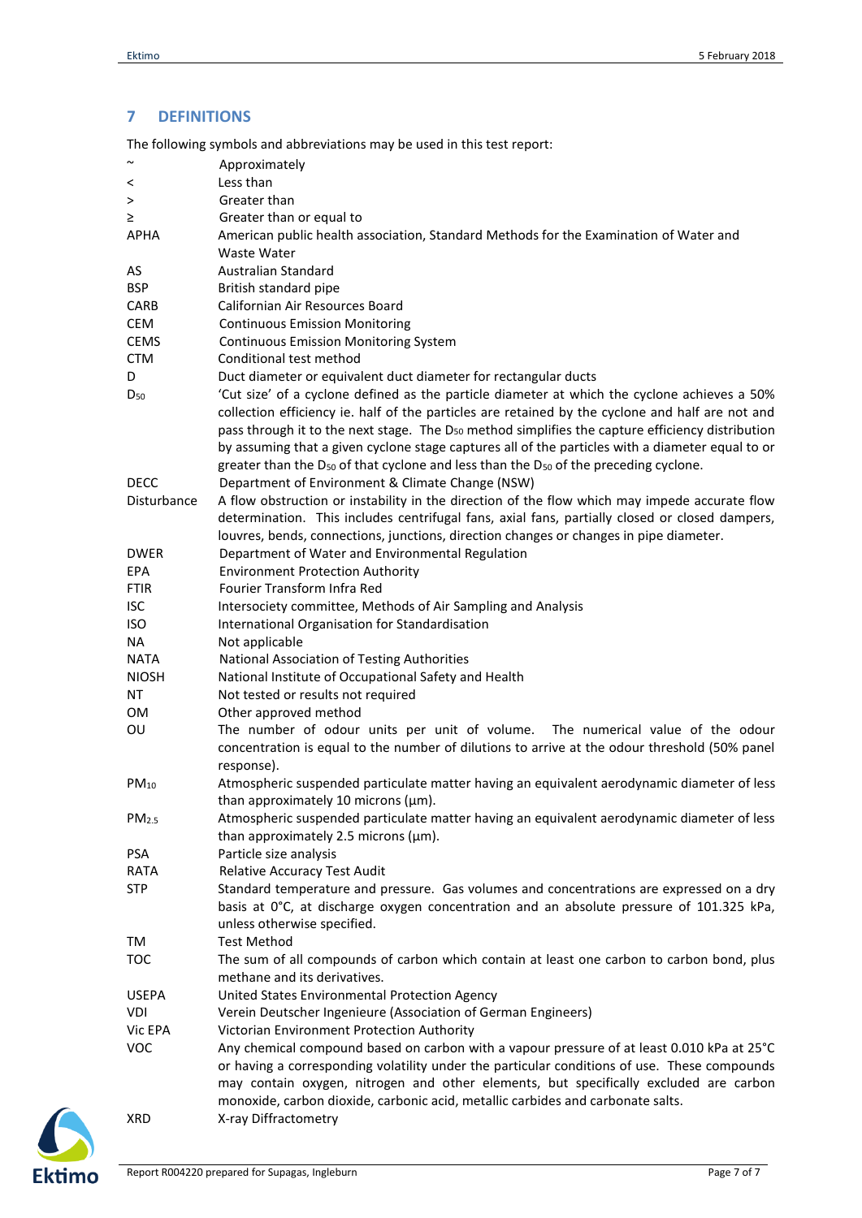## 7 DEFINITIONS

The following symbols and abbreviations may be used in this test report:

| | |
|---|---|
| ~ | Approximately |
| < | Less than |
| > | Greater than |
| ≥ | Greater than or equal to |
| APHA | American public health association, Standard Methods for the Examination of Water and Waste Water |
| AS | Australian Standard |
| BSP | British standard pipe |
| CARB | Californian Air Resources Board |
| CEM | Continuous Emission Monitoring |
| CEMS | Continuous Emission Monitoring System |
| CTM | Conditional test method |
| D | Duct diameter or equivalent duct diameter for rectangular ducts |
| $D_{50}$ | 'Cut size' of a cyclone defined as the particle diameter at which the cyclone achieves a 50% collection efficiency ie. half of the particles are retained by the cyclone and half are not and pass through it to the next stage. The $D_{50}$ method simplifies the capture efficiency distribution by assuming that a given cyclone stage captures all of the particles with a diameter equal to or greater than the $D_{50}$ of that cyclone and less than the $D_{50}$ of the preceding cyclone. |
| DECC | Department of Environment & Climate Change (NSW) |
| Disturbance | A flow obstruction or instability in the direction of the flow which may impede accurate flow determination. This includes centrifugal fans, axial fans, partially closed or closed dampers, louvres, bends, connections, junctions, direction changes or changes in pipe diameter. |
| DWER | Department of Water and Environmental Regulation |
| EPA | Environment Protection Authority |
| FTIR | Fourier Transform Infra Red |
| ISC | Intersociety committee, Methods of Air Sampling and Analysis |
| ISO | International Organisation for Standardisation |
| NA | Not applicable |
| NATA | National Association of Testing Authorities |
| NIOSH | National Institute of Occupational Safety and Health |
| NT | Not tested or results not required |
| OM | Other approved method |
| OU | The number of odour units per unit of volume. The numerical value of the odour concentration is equal to the number of dilutions to arrive at the odour threshold (50% panel response). |
| $PM_{10}$ | Atmospheric suspended particulate matter having an equivalent aerodynamic diameter of less than approximately 10 microns (µm). |
| $PM_{2.5}$ | Atmospheric suspended particulate matter having an equivalent aerodynamic diameter of less than approximately 2.5 microns (µm). |
| PSA | Particle size analysis |
| RATA | Relative Accuracy Test Audit |
| STP | Standard temperature and pressure. Gas volumes and concentrations are expressed on a dry basis at 0°C, at discharge oxygen concentration and an absolute pressure of 101.325 kPa, unless otherwise specified. |
| TM | Test Method |
| TOC | The sum of all compounds of carbon which contain at least one carbon to carbon bond, plus methane and its derivatives. |
| USEPA | United States Environmental Protection Agency |
| VDI | Verein Deutscher Ingenieure (Association of German Engineers) |
| Vic EPA | Victorian Environment Protection Authority |
| VOC | Any chemical compound based on carbon with a vapour pressure of at least 0.010 kPa at 25°C or having a corresponding volatility under the particular conditions of use. These compounds may contain oxygen, nitrogen and other elements, but specifically excluded are carbon monoxide, carbon dioxide, carbonic acid, metallic carbides and carbonate salts. |
| XRD | X-ray Diffractometry |